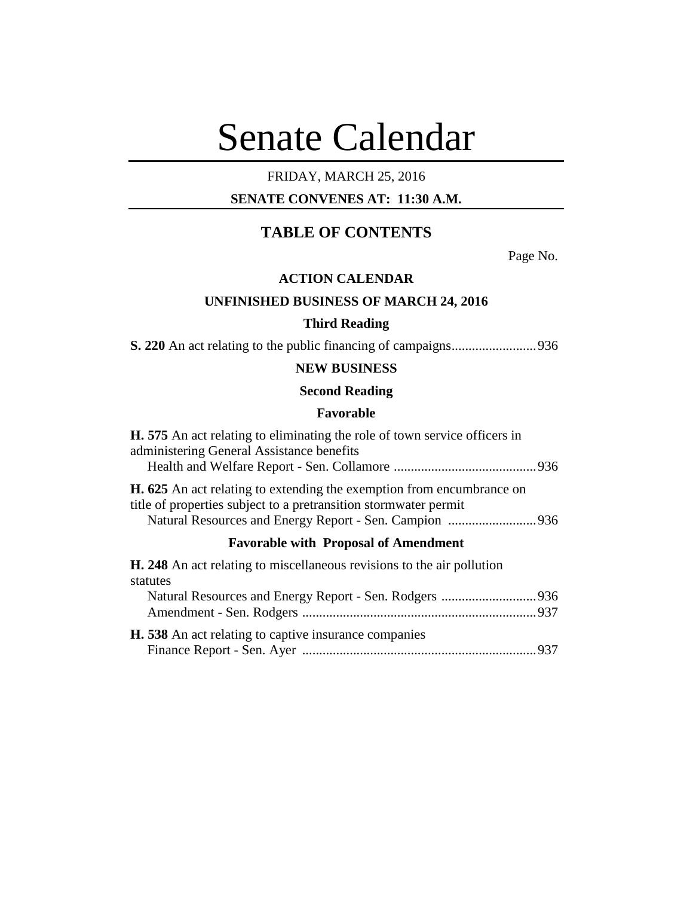# Senate Calendar

FRIDAY, MARCH 25, 2016

**SENATE CONVENES AT: 11:30 A.M.**

## TABLE OF CONTENTS

Page No.

### ACTION CALENDAR

### UNFINISHED BUSINESS OF MARCH 24, 2016

#### Third Reading

**S. 220** An act relating to the public financing of campaigns.........................936

### NEW BUSINESS

#### Second Reading

#### Favorable

**H. 575** An act relating to eliminating the role of town service officers in administering General Assistance benefits
Health and Welfare Report - Sen. Collamore ..........................................936

**H. 625** An act relating to extending the exemption from encumbrance on title of properties subject to a pretransition stormwater permit
Natural Resources and Energy Report - Sen. Campion ..........................936

#### Favorable with Proposal of Amendment

**H. 248** An act relating to miscellaneous revisions to the air pollution statutes
Natural Resources and Energy Report - Sen. Rodgers ............................936
Amendment - Sen. Rodgers .....................................................................937

**H. 538** An act relating to captive insurance companies
Finance Report - Sen. Ayer .....................................................................937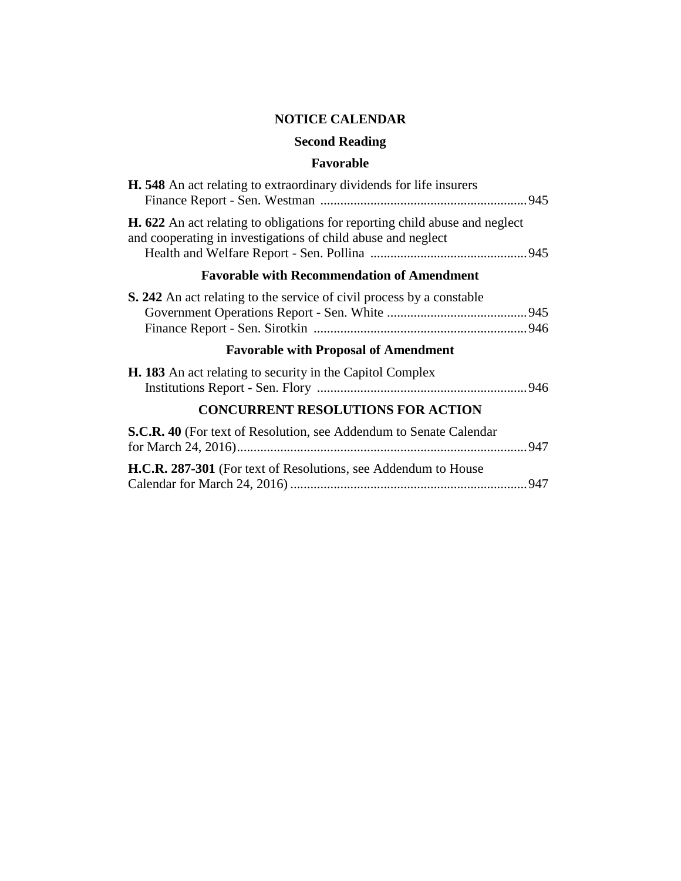## NOTICE CALENDAR

### Second Reading

### Favorable

**H. 548** An act relating to extraordinary dividends for life insurers
Finance Report - Sen. Westman ............................................................. 945

**H. 622** An act relating to obligations for reporting child abuse and neglect and cooperating in investigations of child abuse and neglect
Health and Welfare Report - Sen. Pollina .............................................. 945

### Favorable with Recommendation of Amendment

**S. 242** An act relating to the service of civil process by a constable
Government Operations Report - Sen. White .......................................... 945
Finance Report - Sen. Sirotkin ................................................................ 946

### Favorable with Proposal of Amendment

**H. 183** An act relating to security in the Capitol Complex
Institutions Report - Sen. Flory .............................................................. 946

## CONCURRENT RESOLUTIONS FOR ACTION

**S.C.R. 40** (For text of Resolution, see Addendum to Senate Calendar for March 24, 2016)....................................................................................... 947

**H.C.R. 287-301** (For text of Resolutions, see Addendum to House Calendar for March 24, 2016) ...................................................................... 947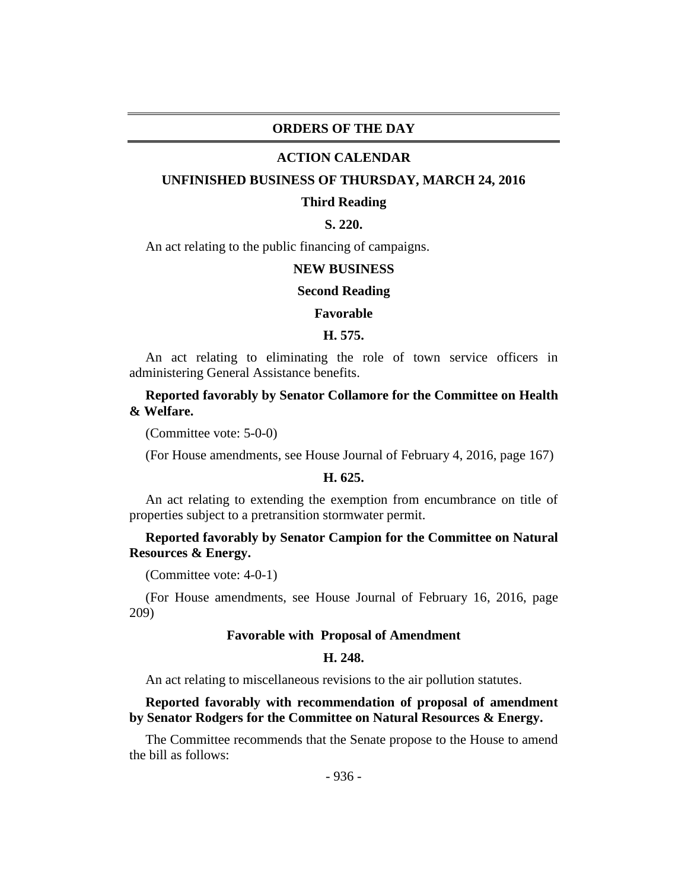## ORDERS OF THE DAY

### ACTION CALENDAR

### UNFINISHED BUSINESS OF THURSDAY, MARCH 24, 2016

**Third Reading**

**S. 220.**

An act relating to the public financing of campaigns.

### NEW BUSINESS

**Second Reading**

**Favorable**

**H. 575.**

An act relating to eliminating the role of town service officers in administering General Assistance benefits.

**Reported favorably by Senator Collamore for the Committee on Health & Welfare.**

(Committee vote: 5-0-0)

(For House amendments, see House Journal of February 4, 2016, page 167)

**H. 625.**

An act relating to extending the exemption from encumbrance on title of properties subject to a pretransition stormwater permit.

**Reported favorably by Senator Campion for the Committee on Natural Resources & Energy.**

(Committee vote: 4-0-1)

(For House amendments, see House Journal of February 16, 2016, page 209)

**Favorable with Proposal of Amendment**

**H. 248.**

An act relating to miscellaneous revisions to the air pollution statutes.

**Reported favorably with recommendation of proposal of amendment by Senator Rodgers for the Committee on Natural Resources & Energy.**

The Committee recommends that the Senate propose to the House to amend the bill as follows: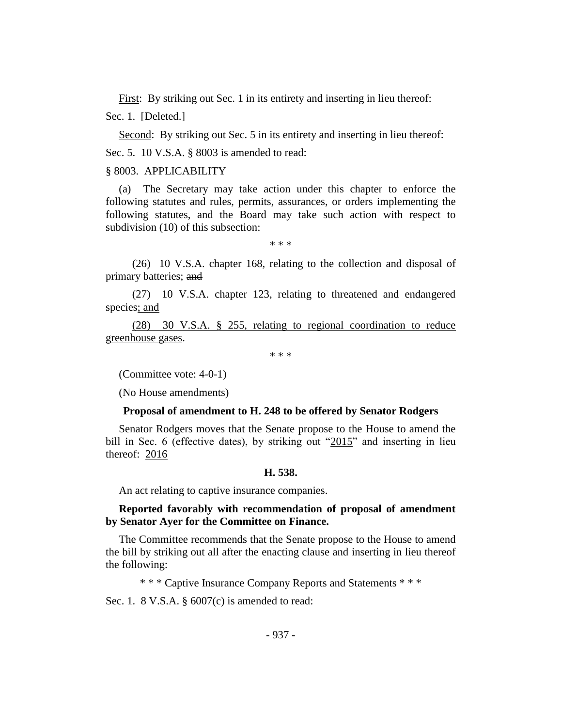First: By striking out Sec. 1 in its entirety and inserting in lieu thereof:

Sec. 1. [Deleted.]

Second: By striking out Sec. 5 in its entirety and inserting in lieu thereof:

Sec. 5. 10 V.S.A. § 8003 is amended to read:

§ 8003. APPLICABILITY

(a) The Secretary may take action under this chapter to enforce the following statutes and rules, permits, assurances, or orders implementing the following statutes, and the Board may take such action with respect to subdivision (10) of this subsection:

\* \* \*

(26) 10 V.S.A. chapter 168, relating to the collection and disposal of primary batteries; ~~and~~

(27) 10 V.S.A. chapter 123, relating to threatened and endangered species<u>; and</u>

<u>(28) 30 V.S.A. § 255, relating to regional coordination to reduce greenhouse gases</u>.

\* \* \*

(Committee vote: 4-0-1)

(No House amendments)

**Proposal of amendment to H. 248 to be offered by Senator Rodgers**

Senator Rodgers moves that the Senate propose to the House to amend the bill in Sec. 6 (effective dates), by striking out "<u>2015</u>" and inserting in lieu thereof: <u>2016</u>

**H. 538.**

An act relating to captive insurance companies.

**Reported favorably with recommendation of proposal of amendment by Senator Ayer for the Committee on Finance.**

The Committee recommends that the Senate propose to the House to amend the bill by striking out all after the enacting clause and inserting in lieu thereof the following:

\* \* \* Captive Insurance Company Reports and Statements \* \* \*

Sec. 1. 8 V.S.A. § 6007(c) is amended to read: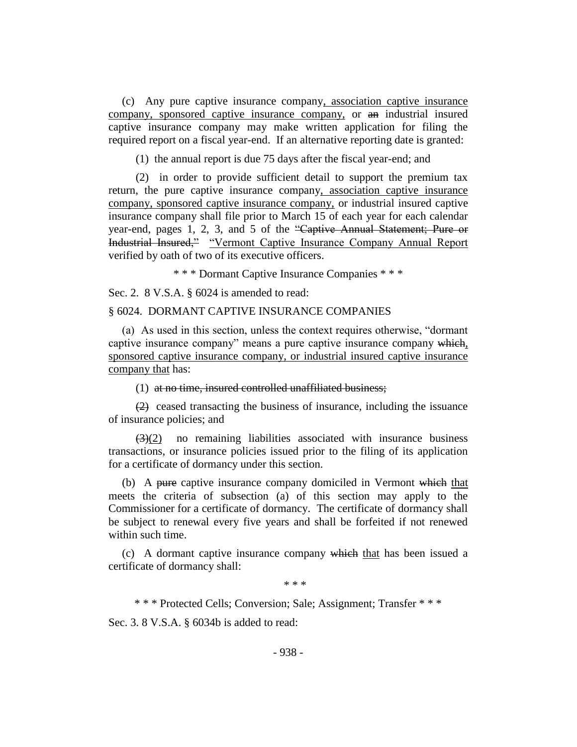(c) Any pure captive insurance company, association captive insurance company, sponsored captive insurance company, or an industrial insured captive insurance company may make written application for filing the required report on a fiscal year-end. If an alternative reporting date is granted:

(1) the annual report is due 75 days after the fiscal year-end; and

(2) in order to provide sufficient detail to support the premium tax return, the pure captive insurance company, association captive insurance company, sponsored captive insurance company, or industrial insured captive insurance company shall file prior to March 15 of each year for each calendar year-end, pages 1, 2, 3, and 5 of the "Captive Annual Statement; Pure or Industrial Insured," "Vermont Captive Insurance Company Annual Report verified by oath of two of its executive officers.

\* \* \* Dormant Captive Insurance Companies \* \* \*

Sec. 2. 8 V.S.A. § 6024 is amended to read:

§ 6024. DORMANT CAPTIVE INSURANCE COMPANIES

(a) As used in this section, unless the context requires otherwise, "dormant captive insurance company" means a pure captive insurance company which, sponsored captive insurance company, or industrial insured captive insurance company that has:

(1) at no time, insured controlled unaffiliated business;

(2) ceased transacting the business of insurance, including the issuance of insurance policies; and

(3)(2) no remaining liabilities associated with insurance business transactions, or insurance policies issued prior to the filing of its application for a certificate of dormancy under this section.

(b) A pure captive insurance company domiciled in Vermont which that meets the criteria of subsection (a) of this section may apply to the Commissioner for a certificate of dormancy. The certificate of dormancy shall be subject to renewal every five years and shall be forfeited if not renewed within such time.

(c) A dormant captive insurance company which that has been issued a certificate of dormancy shall:

\* \* \*

\* \* \* Protected Cells; Conversion; Sale; Assignment; Transfer \* \* \*

Sec. 3. 8 V.S.A. § 6034b is added to read: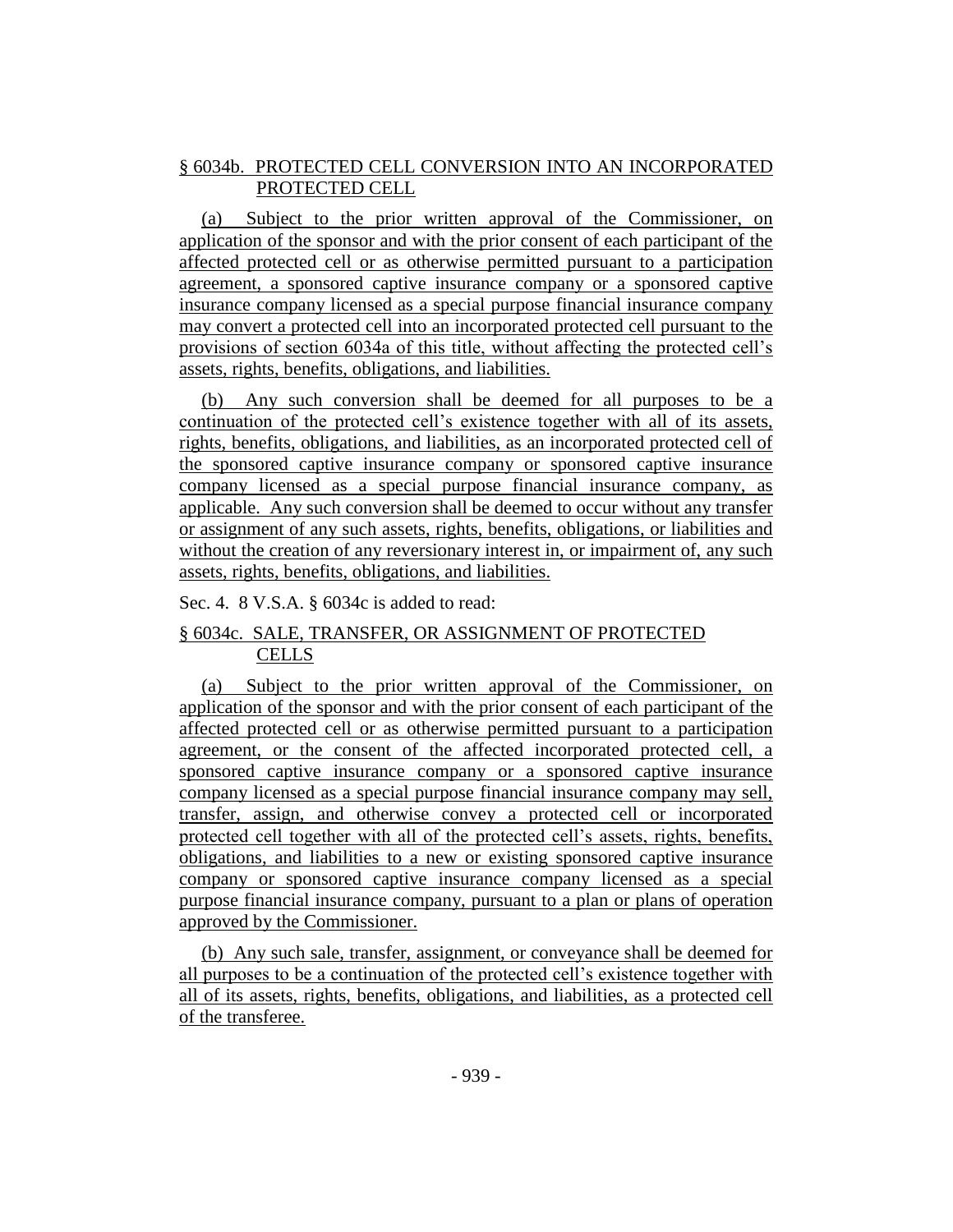§ 6034b. PROTECTED CELL CONVERSION INTO AN INCORPORATED PROTECTED CELL

(a) Subject to the prior written approval of the Commissioner, on application of the sponsor and with the prior consent of each participant of the affected protected cell or as otherwise permitted pursuant to a participation agreement, a sponsored captive insurance company or a sponsored captive insurance company licensed as a special purpose financial insurance company may convert a protected cell into an incorporated protected cell pursuant to the provisions of section 6034a of this title, without affecting the protected cell's assets, rights, benefits, obligations, and liabilities.

(b) Any such conversion shall be deemed for all purposes to be a continuation of the protected cell's existence together with all of its assets, rights, benefits, obligations, and liabilities, as an incorporated protected cell of the sponsored captive insurance company or sponsored captive insurance company licensed as a special purpose financial insurance company, as applicable. Any such conversion shall be deemed to occur without any transfer or assignment of any such assets, rights, benefits, obligations, or liabilities and without the creation of any reversionary interest in, or impairment of, any such assets, rights, benefits, obligations, and liabilities.

Sec. 4. 8 V.S.A. § 6034c is added to read:

§ 6034c. SALE, TRANSFER, OR ASSIGNMENT OF PROTECTED CELLS

(a) Subject to the prior written approval of the Commissioner, on application of the sponsor and with the prior consent of each participant of the affected protected cell or as otherwise permitted pursuant to a participation agreement, or the consent of the affected incorporated protected cell, a sponsored captive insurance company or a sponsored captive insurance company licensed as a special purpose financial insurance company may sell, transfer, assign, and otherwise convey a protected cell or incorporated protected cell together with all of the protected cell's assets, rights, benefits, obligations, and liabilities to a new or existing sponsored captive insurance company or sponsored captive insurance company licensed as a special purpose financial insurance company, pursuant to a plan or plans of operation approved by the Commissioner.

(b) Any such sale, transfer, assignment, or conveyance shall be deemed for all purposes to be a continuation of the protected cell's existence together with all of its assets, rights, benefits, obligations, and liabilities, as a protected cell of the transferee.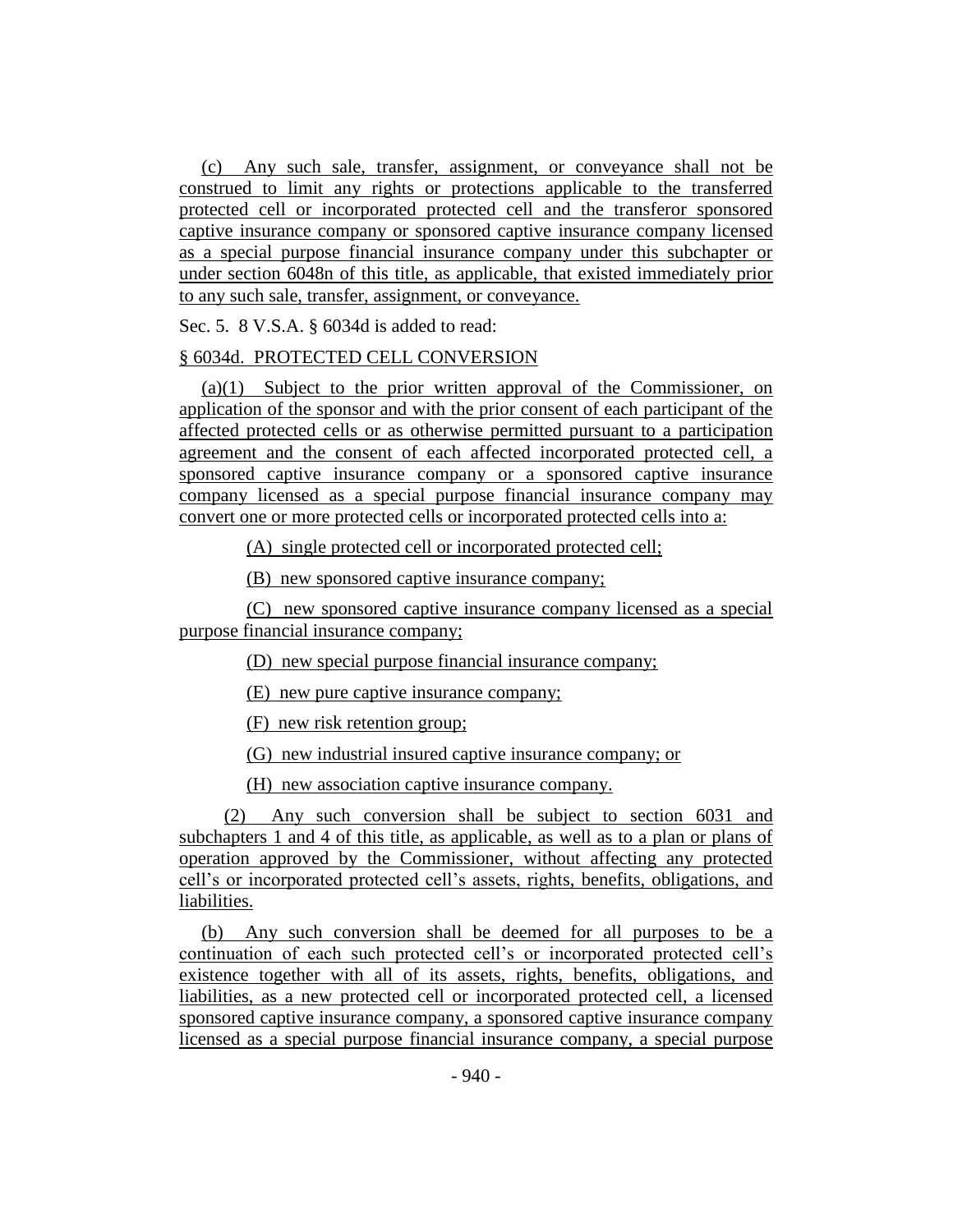(c) Any such sale, transfer, assignment, or conveyance shall not be construed to limit any rights or protections applicable to the transferred protected cell or incorporated protected cell and the transferor sponsored captive insurance company or sponsored captive insurance company licensed as a special purpose financial insurance company under this subchapter or under section 6048n of this title, as applicable, that existed immediately prior to any such sale, transfer, assignment, or conveyance.

Sec. 5. 8 V.S.A. § 6034d is added to read:

§ 6034d. PROTECTED CELL CONVERSION

(a)(1) Subject to the prior written approval of the Commissioner, on application of the sponsor and with the prior consent of each participant of the affected protected cells or as otherwise permitted pursuant to a participation agreement and the consent of each affected incorporated protected cell, a sponsored captive insurance company or a sponsored captive insurance company licensed as a special purpose financial insurance company may convert one or more protected cells or incorporated protected cells into a:

(A) single protected cell or incorporated protected cell;

(B) new sponsored captive insurance company;

(C) new sponsored captive insurance company licensed as a special purpose financial insurance company;

(D) new special purpose financial insurance company;

(E) new pure captive insurance company;

(F) new risk retention group;

(G) new industrial insured captive insurance company; or

(H) new association captive insurance company.

(2) Any such conversion shall be subject to section 6031 and subchapters 1 and 4 of this title, as applicable, as well as to a plan or plans of operation approved by the Commissioner, without affecting any protected cell's or incorporated protected cell's assets, rights, benefits, obligations, and liabilities.

(b) Any such conversion shall be deemed for all purposes to be a continuation of each such protected cell's or incorporated protected cell's existence together with all of its assets, rights, benefits, obligations, and liabilities, as a new protected cell or incorporated protected cell, a licensed sponsored captive insurance company, a sponsored captive insurance company licensed as a special purpose financial insurance company, a special purpose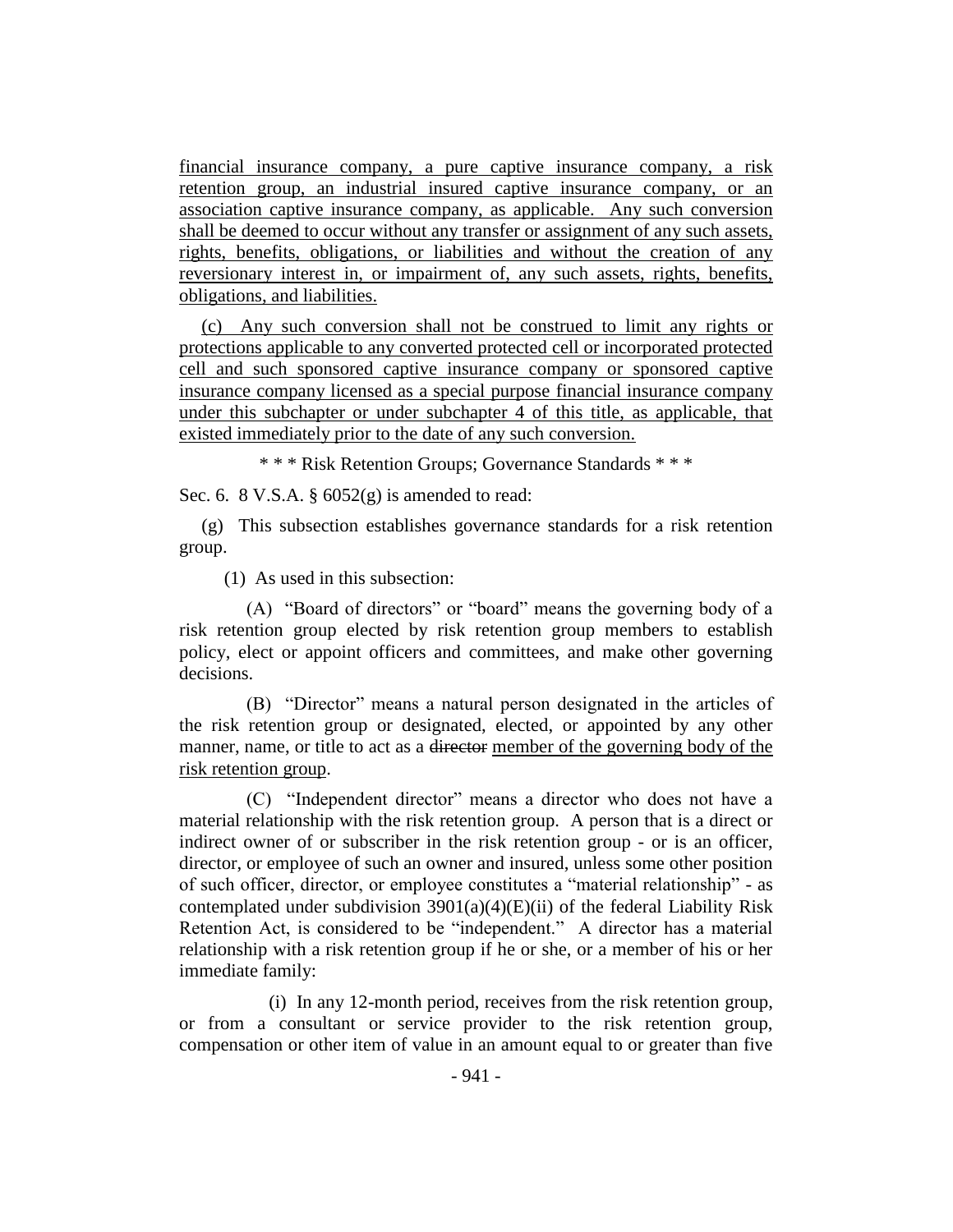financial insurance company, a pure captive insurance company, a risk retention group, an industrial insured captive insurance company, or an association captive insurance company, as applicable. Any such conversion shall be deemed to occur without any transfer or assignment of any such assets, rights, benefits, obligations, or liabilities and without the creation of any reversionary interest in, or impairment of, any such assets, rights, benefits, obligations, and liabilities.

(c) Any such conversion shall not be construed to limit any rights or protections applicable to any converted protected cell or incorporated protected cell and such sponsored captive insurance company or sponsored captive insurance company licensed as a special purpose financial insurance company under this subchapter or under subchapter 4 of this title, as applicable, that existed immediately prior to the date of any such conversion.

\* \* \* Risk Retention Groups; Governance Standards \* \* \*

Sec. 6. 8 V.S.A. § 6052(g) is amended to read:

(g) This subsection establishes governance standards for a risk retention group.

(1) As used in this subsection:

(A) "Board of directors" or "board" means the governing body of a risk retention group elected by risk retention group members to establish policy, elect or appoint officers and committees, and make other governing decisions.

(B) "Director" means a natural person designated in the articles of the risk retention group or designated, elected, or appointed by any other manner, name, or title to act as a ~~director~~ member of the governing body of the risk retention group.

(C) "Independent director" means a director who does not have a material relationship with the risk retention group. A person that is a direct or indirect owner of or subscriber in the risk retention group - or is an officer, director, or employee of such an owner and insured, unless some other position of such officer, director, or employee constitutes a "material relationship" - as contemplated under subdivision 3901(a)(4)(E)(ii) of the federal Liability Risk Retention Act, is considered to be "independent." A director has a material relationship with a risk retention group if he or she, or a member of his or her immediate family:

(i) In any 12-month period, receives from the risk retention group, or from a consultant or service provider to the risk retention group, compensation or other item of value in an amount equal to or greater than five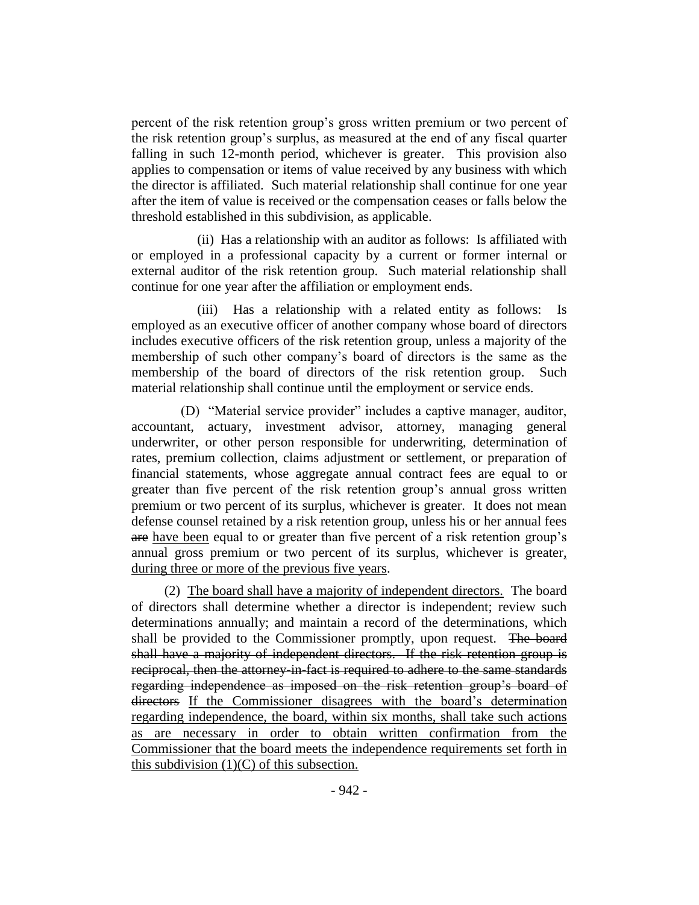percent of the risk retention group's gross written premium or two percent of the risk retention group's surplus, as measured at the end of any fiscal quarter falling in such 12-month period, whichever is greater. This provision also applies to compensation or items of value received by any business with which the director is affiliated. Such material relationship shall continue for one year after the item of value is received or the compensation ceases or falls below the threshold established in this subdivision, as applicable.

(ii) Has a relationship with an auditor as follows: Is affiliated with or employed in a professional capacity by a current or former internal or external auditor of the risk retention group. Such material relationship shall continue for one year after the affiliation or employment ends.

(iii) Has a relationship with a related entity as follows: Is employed as an executive officer of another company whose board of directors includes executive officers of the risk retention group, unless a majority of the membership of such other company's board of directors is the same as the membership of the board of directors of the risk retention group. Such material relationship shall continue until the employment or service ends.

(D) "Material service provider" includes a captive manager, auditor, accountant, actuary, investment advisor, attorney, managing general underwriter, or other person responsible for underwriting, determination of rates, premium collection, claims adjustment or settlement, or preparation of financial statements, whose aggregate annual contract fees are equal to or greater than five percent of the risk retention group's annual gross written premium or two percent of its surplus, whichever is greater. It does not mean defense counsel retained by a risk retention group, unless his or her annual fees ~~are~~ <u>have been</u> equal to or greater than five percent of a risk retention group's annual gross premium or two percent of its surplus, whichever is greater<u>, during three or more of the previous five years</u>.

(2) <u>The board shall have a majority of independent directors.</u> The board of directors shall determine whether a director is independent; review such determinations annually; and maintain a record of the determinations, which shall be provided to the Commissioner promptly, upon request. ~~The board shall have a majority of independent directors. If the risk retention group is reciprocal, then the attorney-in-fact is required to adhere to the same standards regarding independence as imposed on the risk retention group's board of directors~~ <u>If the Commissioner disagrees with the board's determination regarding independence, the board, within six months, shall take such actions as are necessary in order to obtain written confirmation from the Commissioner that the board meets the independence requirements set forth in this subdivision (1)(C) of this subsection.</u>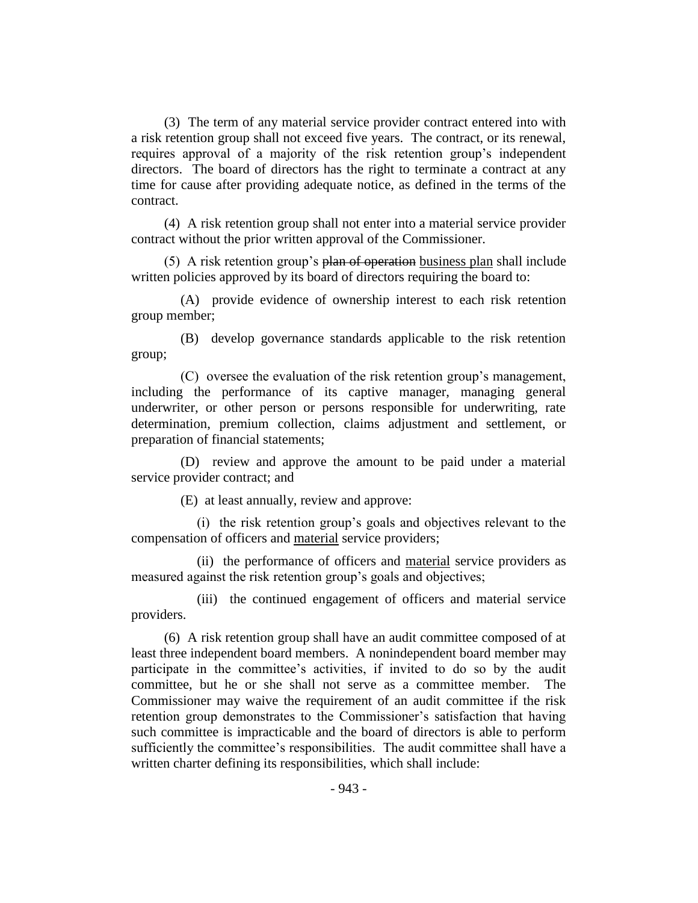(3) The term of any material service provider contract entered into with a risk retention group shall not exceed five years. The contract, or its renewal, requires approval of a majority of the risk retention group's independent directors. The board of directors has the right to terminate a contract at any time for cause after providing adequate notice, as defined in the terms of the contract.

(4) A risk retention group shall not enter into a material service provider contract without the prior written approval of the Commissioner.

(5) A risk retention group's ~~plan of operation~~ <u>business plan</u> shall include written policies approved by its board of directors requiring the board to:

(A) provide evidence of ownership interest to each risk retention group member;

(B) develop governance standards applicable to the risk retention group;

(C) oversee the evaluation of the risk retention group's management, including the performance of its captive manager, managing general underwriter, or other person or persons responsible for underwriting, rate determination, premium collection, claims adjustment and settlement, or preparation of financial statements;

(D) review and approve the amount to be paid under a material service provider contract; and

(E) at least annually, review and approve:

(i) the risk retention group's goals and objectives relevant to the compensation of officers and <u>material</u> service providers;

(ii) the performance of officers and <u>material</u> service providers as measured against the risk retention group's goals and objectives;

(iii) the continued engagement of officers and material service providers.

(6) A risk retention group shall have an audit committee composed of at least three independent board members. A nonindependent board member may participate in the committee's activities, if invited to do so by the audit committee, but he or she shall not serve as a committee member. The Commissioner may waive the requirement of an audit committee if the risk retention group demonstrates to the Commissioner's satisfaction that having such committee is impracticable and the board of directors is able to perform sufficiently the committee's responsibilities. The audit committee shall have a written charter defining its responsibilities, which shall include: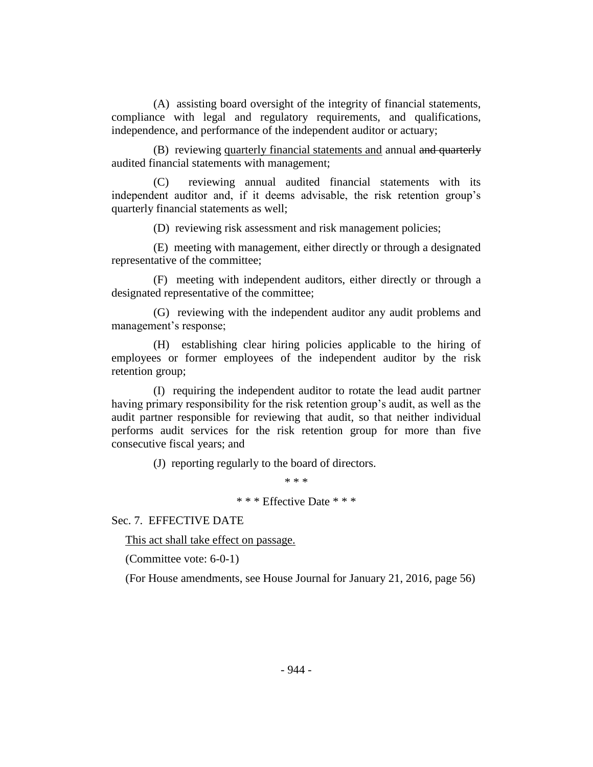(A) assisting board oversight of the integrity of financial statements, compliance with legal and regulatory requirements, and qualifications, independence, and performance of the independent auditor or actuary;

(B) reviewing <u>quarterly financial statements and</u> annual ~~and quarterly~~ audited financial statements with management;

(C) reviewing annual audited financial statements with its independent auditor and, if it deems advisable, the risk retention group's quarterly financial statements as well;

(D) reviewing risk assessment and risk management policies;

(E) meeting with management, either directly or through a designated representative of the committee;

(F) meeting with independent auditors, either directly or through a designated representative of the committee;

(G) reviewing with the independent auditor any audit problems and management's response;

(H) establishing clear hiring policies applicable to the hiring of employees or former employees of the independent auditor by the risk retention group;

(I) requiring the independent auditor to rotate the lead audit partner having primary responsibility for the risk retention group's audit, as well as the audit partner responsible for reviewing that audit, so that neither individual performs audit services for the risk retention group for more than five consecutive fiscal years; and

(J) reporting regularly to the board of directors.

\* \* \*

\* \* \* Effective Date \* \* \*

Sec. 7. EFFECTIVE DATE

<u>This act shall take effect on passage.</u>

(Committee vote: 6-0-1)

(For House amendments, see House Journal for January 21, 2016, page 56)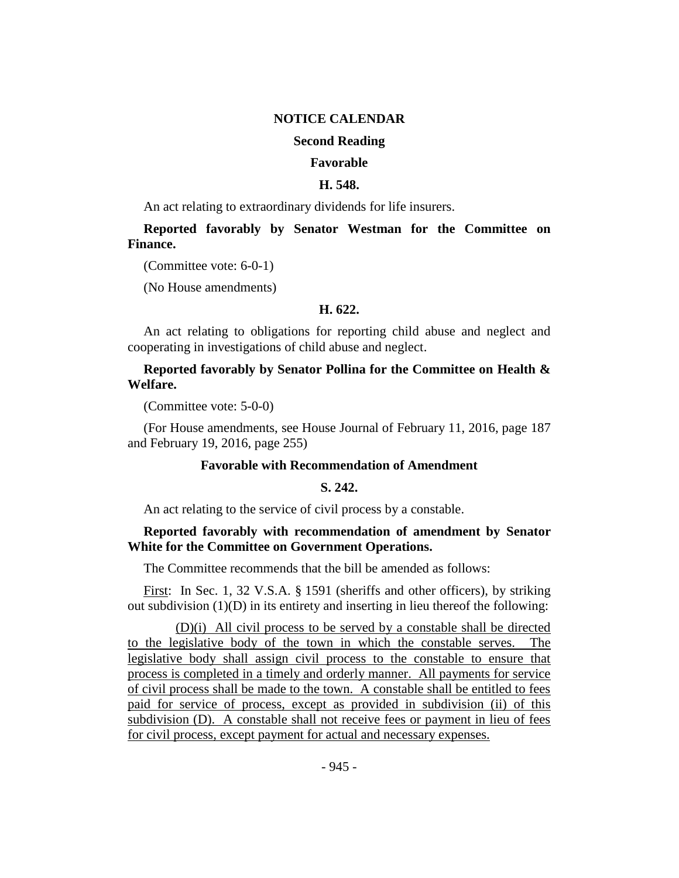## NOTICE CALENDAR

### Second Reading

### Favorable

### H. 548.

An act relating to extraordinary dividends for life insurers.

**Reported favorably by Senator Westman for the Committee on Finance.**

(Committee vote: 6-0-1)

(No House amendments)

### H. 622.

An act relating to obligations for reporting child abuse and neglect and cooperating in investigations of child abuse and neglect.

**Reported favorably by Senator Pollina for the Committee on Health & Welfare.**

(Committee vote: 5-0-0)

(For House amendments, see House Journal of February 11, 2016, page 187 and February 19, 2016, page 255)

### Favorable with Recommendation of Amendment

### S. 242.

An act relating to the service of civil process by a constable.

**Reported favorably with recommendation of amendment by Senator White for the Committee on Government Operations.**

The Committee recommends that the bill be amended as follows:

First: In Sec. 1, 32 V.S.A. § 1591 (sheriffs and other officers), by striking out subdivision (1)(D) in its entirety and inserting in lieu thereof the following:

(D)(i) All civil process to be served by a constable shall be directed to the legislative body of the town in which the constable serves. The legislative body shall assign civil process to the constable to ensure that process is completed in a timely and orderly manner. All payments for service of civil process shall be made to the town. A constable shall be entitled to fees paid for service of process, except as provided in subdivision (ii) of this subdivision (D). A constable shall not receive fees or payment in lieu of fees for civil process, except payment for actual and necessary expenses.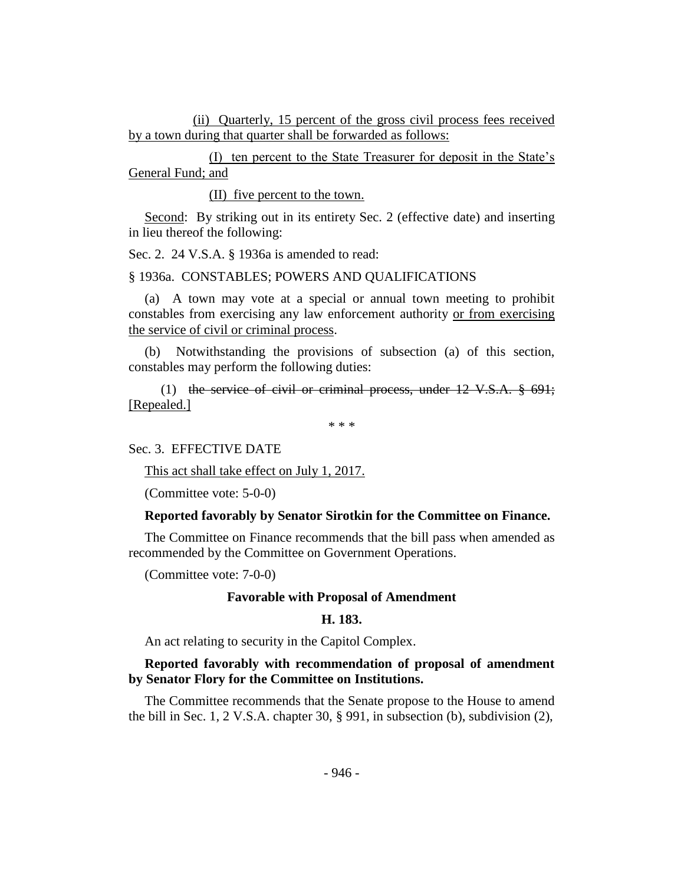(ii) Quarterly, 15 percent of the gross civil process fees received by a town during that quarter shall be forwarded as follows:

(I) ten percent to the State Treasurer for deposit in the State's General Fund; and

(II) five percent to the town.

Second: By striking out in its entirety Sec. 2 (effective date) and inserting in lieu thereof the following:

Sec. 2. 24 V.S.A. § 1936a is amended to read:

§ 1936a. CONSTABLES; POWERS AND QUALIFICATIONS

(a) A town may vote at a special or annual town meeting to prohibit constables from exercising any law enforcement authority or from exercising the service of civil or criminal process.

(b) Notwithstanding the provisions of subsection (a) of this section, constables may perform the following duties:

(1) ~~the service of civil or criminal process, under 12 V.S.A. § 691;~~ [Repealed.]

\* \* \*

Sec. 3. EFFECTIVE DATE

This act shall take effect on July 1, 2017.

(Committee vote: 5-0-0)

**Reported favorably by Senator Sirotkin for the Committee on Finance.**

The Committee on Finance recommends that the bill pass when amended as recommended by the Committee on Government Operations.

(Committee vote: 7-0-0)

**Favorable with Proposal of Amendment**

**H. 183.**

An act relating to security in the Capitol Complex.

**Reported favorably with recommendation of proposal of amendment by Senator Flory for the Committee on Institutions.**

The Committee recommends that the Senate propose to the House to amend the bill in Sec. 1, 2 V.S.A. chapter 30, § 991, in subsection (b), subdivision (2),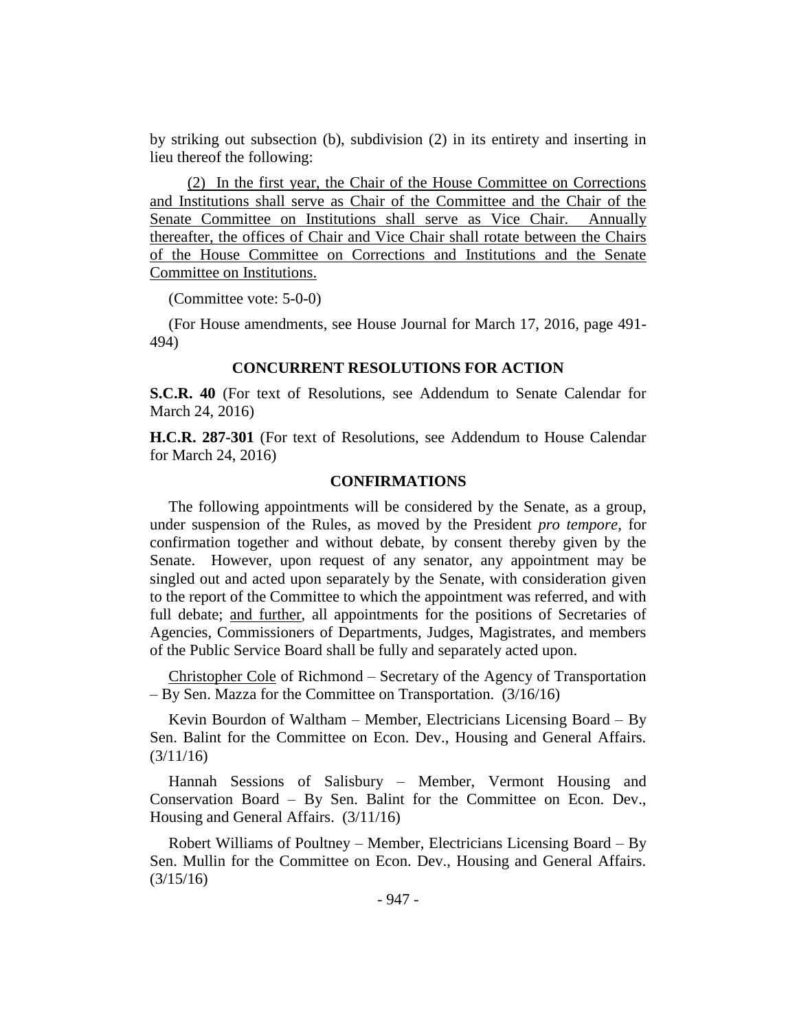by striking out subsection (b), subdivision (2) in its entirety and inserting in lieu thereof the following:

<u>(2) In the first year, the Chair of the House Committee on Corrections and Institutions shall serve as Chair of the Committee and the Chair of the Senate Committee on Institutions shall serve as Vice Chair. Annually thereafter, the offices of Chair and Vice Chair shall rotate between the Chairs of the House Committee on Corrections and Institutions and the Senate Committee on Institutions.</u>

(Committee vote: 5-0-0)

(For House amendments, see House Journal for March 17, 2016, page 491-494)

### CONCURRENT RESOLUTIONS FOR ACTION

**S.C.R. 40** (For text of Resolutions, see Addendum to Senate Calendar for March 24, 2016)

**H.C.R. 287-301** (For text of Resolutions, see Addendum to House Calendar for March 24, 2016)

### CONFIRMATIONS

The following appointments will be considered by the Senate, as a group, under suspension of the Rules, as moved by the President *pro tempore,* for confirmation together and without debate, by consent thereby given by the Senate. However, upon request of any senator, any appointment may be singled out and acted upon separately by the Senate, with consideration given to the report of the Committee to which the appointment was referred, and with full debate; <u>and further</u>, all appointments for the positions of Secretaries of Agencies, Commissioners of Departments, Judges, Magistrates, and members of the Public Service Board shall be fully and separately acted upon.

<u>Christopher Cole</u> of Richmond – Secretary of the Agency of Transportation – By Sen. Mazza for the Committee on Transportation. (3/16/16)

Kevin Bourdon of Waltham – Member, Electricians Licensing Board – By Sen. Balint for the Committee on Econ. Dev., Housing and General Affairs. (3/11/16)

Hannah Sessions of Salisbury – Member, Vermont Housing and Conservation Board – By Sen. Balint for the Committee on Econ. Dev., Housing and General Affairs. (3/11/16)

Robert Williams of Poultney – Member, Electricians Licensing Board – By Sen. Mullin for the Committee on Econ. Dev., Housing and General Affairs. (3/15/16)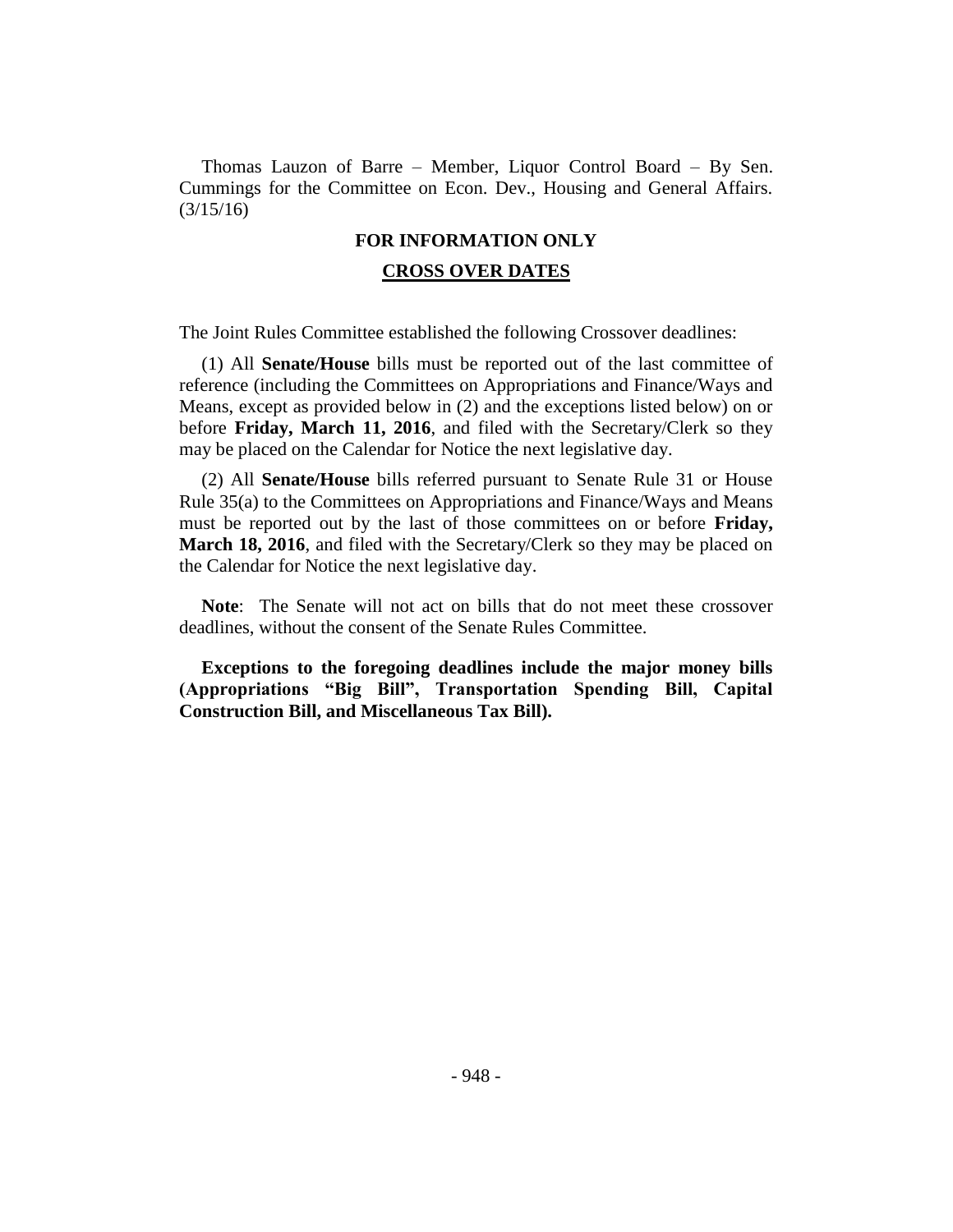Thomas Lauzon of Barre – Member, Liquor Control Board – By Sen. Cummings for the Committee on Econ. Dev., Housing and General Affairs. (3/15/16)

## FOR INFORMATION ONLY

## CROSS OVER DATES

The Joint Rules Committee established the following Crossover deadlines:

(1) All **Senate/House** bills must be reported out of the last committee of reference (including the Committees on Appropriations and Finance/Ways and Means, except as provided below in (2) and the exceptions listed below) on or before **Friday, March 11, 2016**, and filed with the Secretary/Clerk so they may be placed on the Calendar for Notice the next legislative day.

(2) All **Senate/House** bills referred pursuant to Senate Rule 31 or House Rule 35(a) to the Committees on Appropriations and Finance/Ways and Means must be reported out by the last of those committees on or before **Friday, March 18, 2016**, and filed with the Secretary/Clerk so they may be placed on the Calendar for Notice the next legislative day.

**Note**: The Senate will not act on bills that do not meet these crossover deadlines, without the consent of the Senate Rules Committee.

**Exceptions to the foregoing deadlines include the major money bills (Appropriations "Big Bill", Transportation Spending Bill, Capital Construction Bill, and Miscellaneous Tax Bill).**